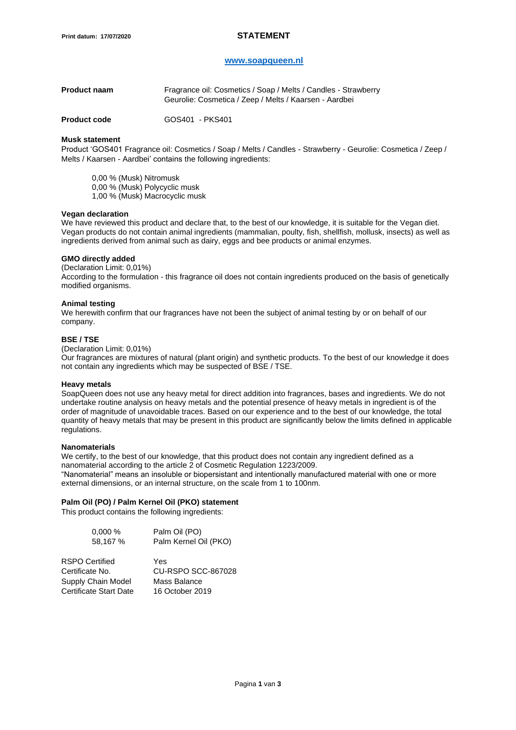Print datum: 17/07/2020

# STATEMENT

**www.soapqueen.nl**

| | |
|---|---|
| **Product naam** | Fragrance oil: Cosmetics / Soap / Melts / Candles - Strawberry<br>Geurolie: Cosmetica / Zeep / Melts / Kaarsen - Aardbei |
| **Product code** | GOS401 - PKS401 |

### Musk statement

Product 'GOS401 Fragrance oil: Cosmetics / Soap / Melts / Candles - Strawberry - Geurolie: Cosmetica / Zeep / Melts / Kaarsen - Aardbei' contains the following ingredients:

0,00 % (Musk) Nitromusk
0,00 % (Musk) Polycyclic musk
1,00 % (Musk) Macrocyclic musk

### Vegan declaration

We have reviewed this product and declare that, to the best of our knowledge, it is suitable for the Vegan diet. Vegan products do not contain animal ingredients (mammalian, poulty, fish, shellfish, mollusk, insects) as well as ingredients derived from animal such as dairy, eggs and bee products or animal enzymes.

### GMO directly added

(Declaration Limit: 0,01%)
According to the formulation - this fragrance oil does not contain ingredients produced on the basis of genetically modified organisms.

### Animal testing

We herewith confirm that our fragrances have not been the subject of animal testing by or on behalf of our company.

### BSE / TSE

(Declaration Limit: 0,01%)
Our fragrances are mixtures of natural (plant origin) and synthetic products. To the best of our knowledge it does not contain any ingredients which may be suspected of BSE / TSE.

### Heavy metals

SoapQueen does not use any heavy metal for direct addition into fragrances, bases and ingredients. We do not undertake routine analysis on heavy metals and the potential presence of heavy metals in ingredient is of the order of magnitude of unavoidable traces. Based on our experience and to the best of our knowledge, the total quantity of heavy metals that may be present in this product are significantly below the limits defined in applicable regulations.

### Nanomaterials

We certify, to the best of our knowledge, that this product does not contain any ingredient defined as a nanomaterial according to the article 2 of Cosmetic Regulation 1223/2009.
"Nanomaterial" means an insoluble or biopersistant and intentionally manufactured material with one or more external dimensions, or an internal structure, on the scale from 1 to 100nm.

### Palm Oil (PO) / Palm Kernel Oil (PKO) statement

This product contains the following ingredients:

| | |
|---|---|
| 0,000 % | Palm Oil (PO) |
| 58,167 % | Palm Kernel Oil (PKO) |

| | |
|---|---|
| RSPO Certified | Yes |
| Certificate No. | CU-RSPO SCC-867028 |
| Supply Chain Model | Mass Balance |
| Certificate Start Date | 16 October 2019 |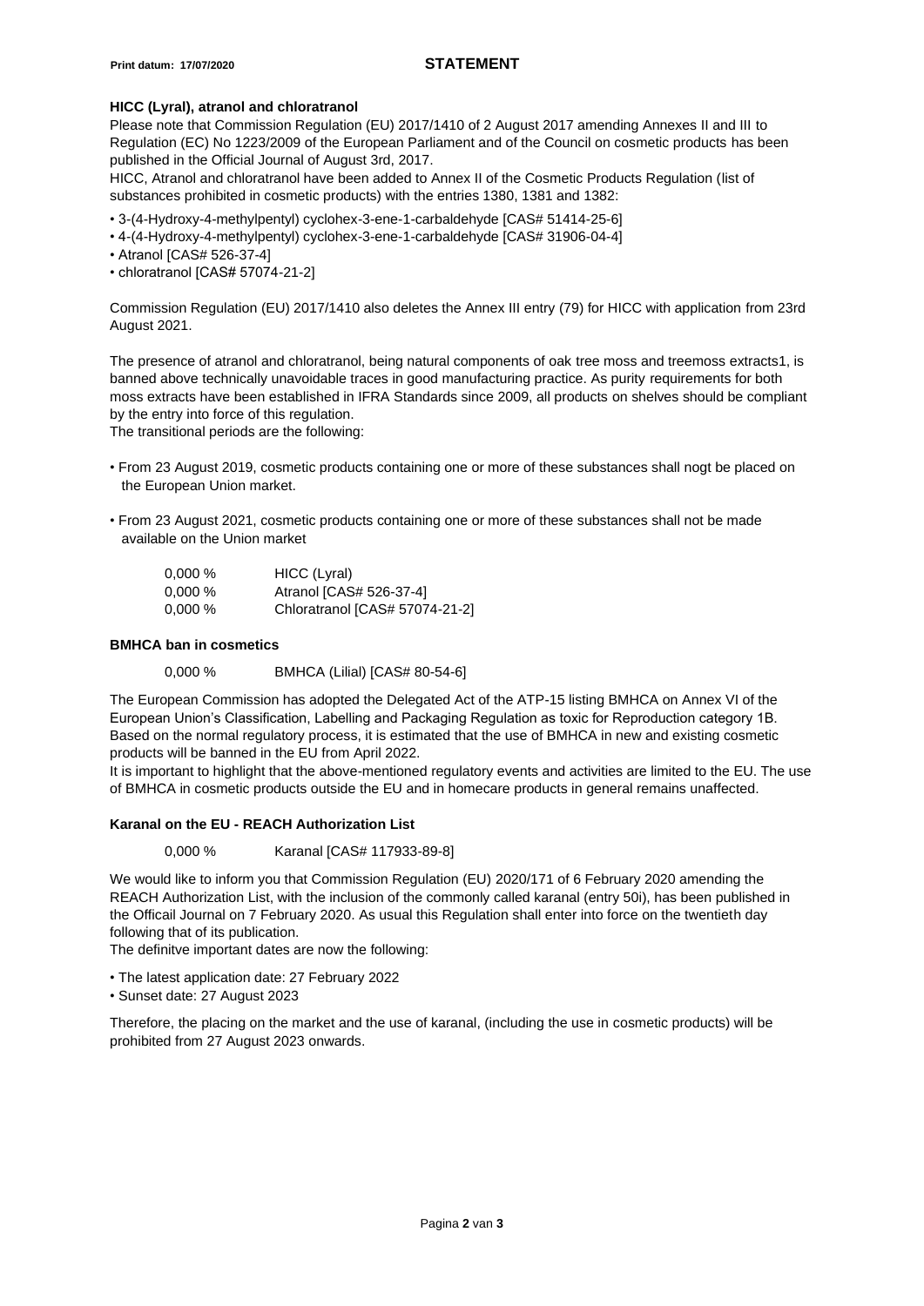Print datum: 17/07/2020

**STATEMENT**

**HICC (Lyral), atranol and chloratranol**

Please note that Commission Regulation (EU) 2017/1410 of 2 August 2017 amending Annexes II and III to Regulation (EC) No 1223/2009 of the European Parliament and of the Council on cosmetic products has been published in the Official Journal of August 3rd, 2017.
HICC, Atranol and chloratranol have been added to Annex II of the Cosmetic Products Regulation (list of substances prohibited in cosmetic products) with the entries 1380, 1381 and 1382:

- 3-(4-Hydroxy-4-methylpentyl) cyclohex-3-ene-1-carbaldehyde [CAS# 51414-25-6]
- 4-(4-Hydroxy-4-methylpentyl) cyclohex-3-ene-1-carbaldehyde [CAS# 31906-04-4]
- Atranol [CAS# 526-37-4]
- chloratranol [CAS# 57074-21-2]

Commission Regulation (EU) 2017/1410 also deletes the Annex III entry (79) for HICC with application from 23rd August 2021.

The presence of atranol and chloratranol, being natural components of oak tree moss and treemoss extracts1, is banned above technically unavoidable traces in good manufacturing practice. As purity requirements for both moss extracts have been established in IFRA Standards since 2009, all products on shelves should be compliant by the entry into force of this regulation.
The transitional periods are the following:

- From 23 August 2019, cosmetic products containing one or more of these substances shall nogt be placed on the European Union market.
- From 23 August 2021, cosmetic products containing one or more of these substances shall not be made available on the Union market

| | |
|---|---|
| 0,000 % | HICC (Lyral) |
| 0,000 % | Atranol [CAS# 526-37-4] |
| 0,000 % | Chloratranol [CAS# 57074-21-2] |

**BMHCA ban in cosmetics**

| | |
|---|---|
| 0,000 % | BMHCA (Lilial) [CAS# 80-54-6] |

The European Commission has adopted the Delegated Act of the ATP-15 listing BMHCA on Annex VI of the European Union's Classification, Labelling and Packaging Regulation as toxic for Reproduction category 1B. Based on the normal regulatory process, it is estimated that the use of BMHCA in new and existing cosmetic products will be banned in the EU from April 2022.
It is important to highlight that the above-mentioned regulatory events and activities are limited to the EU. The use of BMHCA in cosmetic products outside the EU and in homecare products in general remains unaffected.

**Karanal on the EU - REACH Authorization List**

| | |
|---|---|
| 0,000 % | Karanal [CAS# 117933-89-8] |

We would like to inform you that Commission Regulation (EU) 2020/171 of 6 February 2020 amending the REACH Authorization List, with the inclusion of the commonly called karanal (entry 50i), has been published in the Officail Journal on 7 February 2020. As usual this Regulation shall enter into force on the twentieth day following that of its publication.
The definitve important dates are now the following:

- The latest application date: 27 February 2022
- Sunset date: 27 August 2023

Therefore, the placing on the market and the use of karanal, (including the use in cosmetic products) will be prohibited from 27 August 2023 onwards.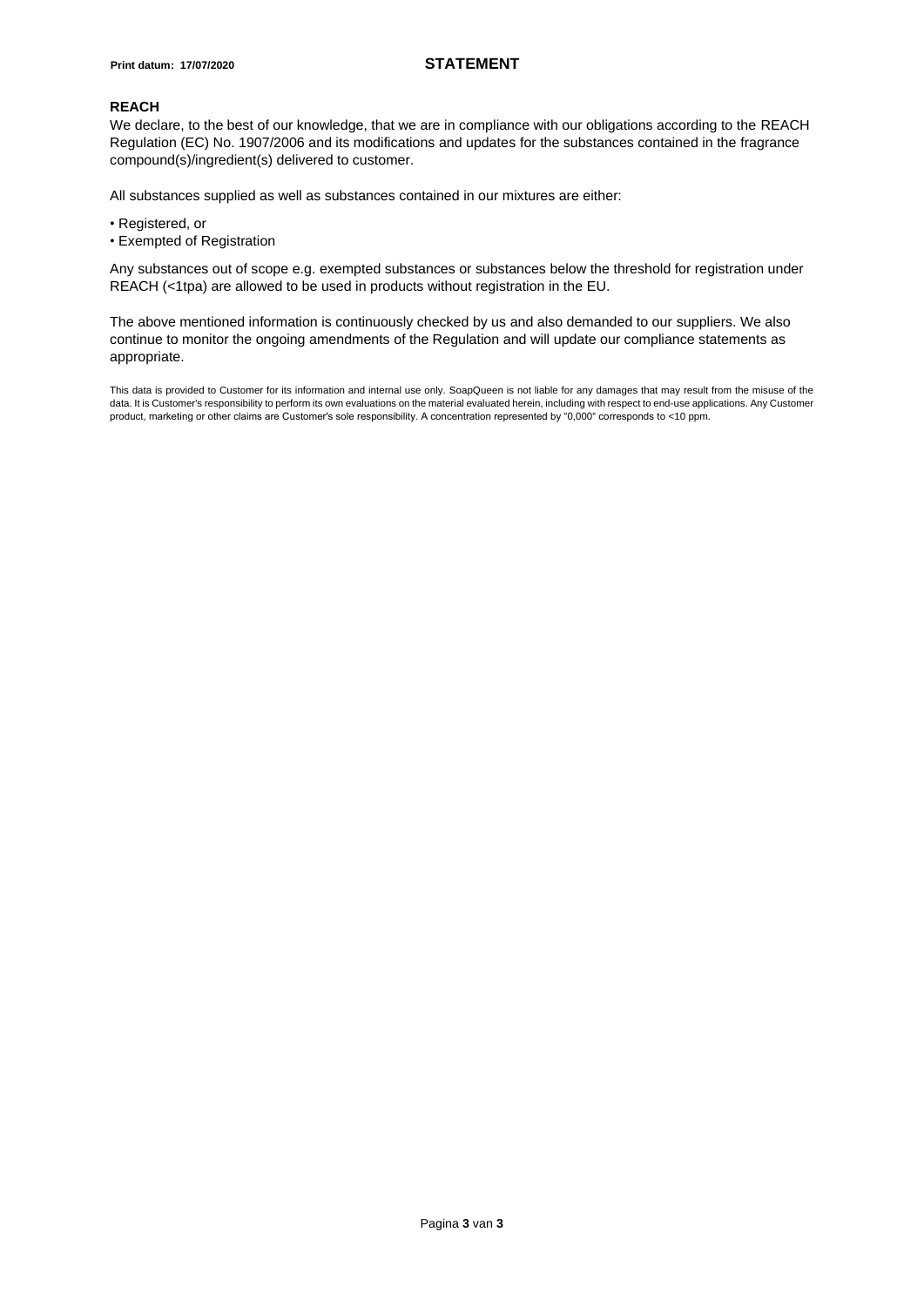Print datum: 17/07/2020

# STATEMENT

## REACH

We declare, to the best of our knowledge, that we are in compliance with our obligations according to the REACH Regulation (EC) No. 1907/2006 and its modifications and updates for the substances contained in the fragrance compound(s)/ingredient(s) delivered to customer.

All substances supplied as well as substances contained in our mixtures are either:

- Registered, or
- Exempted of Registration

Any substances out of scope e.g. exempted substances or substances below the threshold for registration under REACH (<1tpa) are allowed to be used in products without registration in the EU.

The above mentioned information is continuously checked by us and also demanded to our suppliers. We also continue to monitor the ongoing amendments of the Regulation and will update our compliance statements as appropriate.

This data is provided to Customer for its information and internal use only. SoapQueen is not liable for any damages that may result from the misuse of the data. It is Customer's responsibility to perform its own evaluations on the material evaluated herein, including with respect to end-use applications. Any Customer product, marketing or other claims are Customer's sole responsibility. A concentration represented by "0,000" corresponds to <10 ppm.